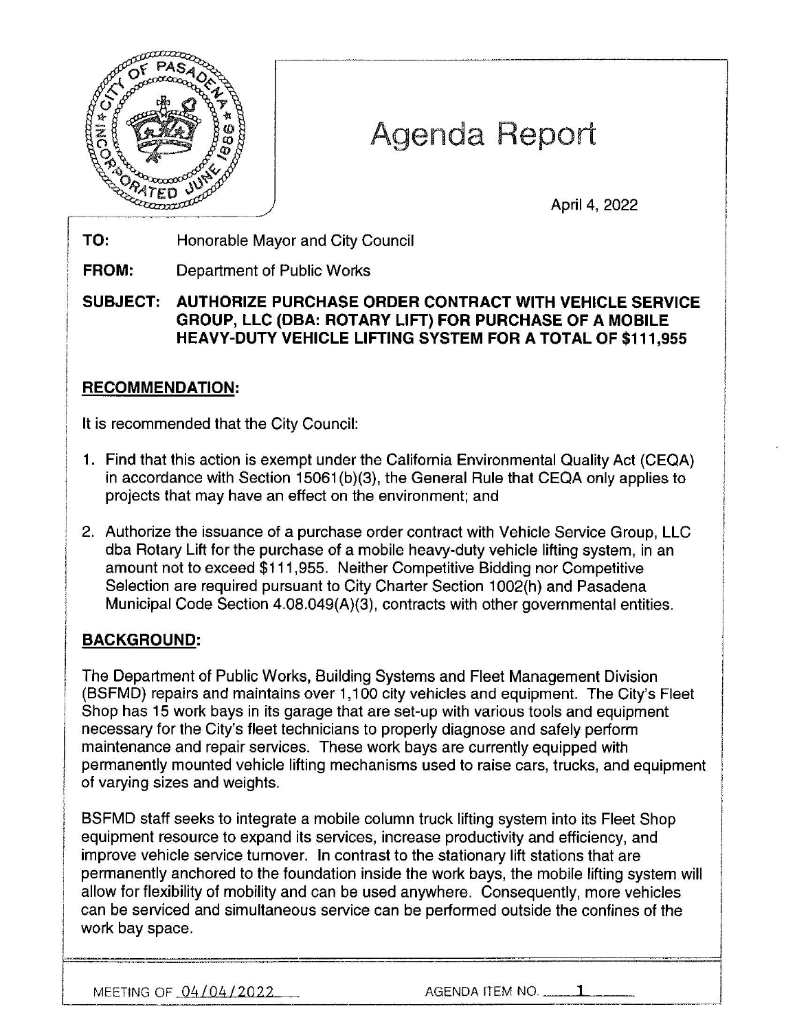# Agenda Report

April 4, 2022

**TO:** Honorable Mayor and City Council

**FROM:** Department of Public Works

**SUBJECT: AUTHORIZE PURCHASE ORDER CONTRACT WITH VEHICLE SERVICE GROUP, LLC (DBA: ROTARY LIFT) FOR PURCHASE OF A MOBILE HEAVY-DUTY VEHICLE LIFTING SYSTEM FOR A TOTAL OF $111,955**

## RECOMMENDATION:

It is recommended that the City Council:

1. Find that this action is exempt under the California Environmental Quality Act (CEQA) in accordance with Section 15061(b)(3), the General Rule that CEQA only applies to projects that may have an effect on the environment; and

2. Authorize the issuance of a purchase order contract with Vehicle Service Group, LLC dba Rotary Lift for the purchase of a mobile heavy-duty vehicle lifting system, in an amount not to exceed $111,955. Neither Competitive Bidding nor Competitive Selection are required pursuant to City Charter Section 1002(h) and Pasadena Municipal Code Section 4.08.049(A)(3), contracts with other governmental entities.

## BACKGROUND:

The Department of Public Works, Building Systems and Fleet Management Division (BSFMD) repairs and maintains over 1,100 city vehicles and equipment. The City's Fleet Shop has 15 work bays in its garage that are set-up with various tools and equipment necessary for the City's fleet technicians to properly diagnose and safely perform maintenance and repair services. These work bays are currently equipped with permanently mounted vehicle lifting mechanisms used to raise cars, trucks, and equipment of varying sizes and weights.

BSFMD staff seeks to integrate a mobile column truck lifting system into its Fleet Shop equipment resource to expand its services, increase productivity and efficiency, and improve vehicle service turnover. In contrast to the stationary lift stations that are permanently anchored to the foundation inside the work bays, the mobile lifting system will allow for flexibility of mobility and can be used anywhere. Consequently, more vehicles can be serviced and simultaneous service can be performed outside the confines of the work bay space.

MEETING OF 04/04/2022 AGENDA ITEM NO. 1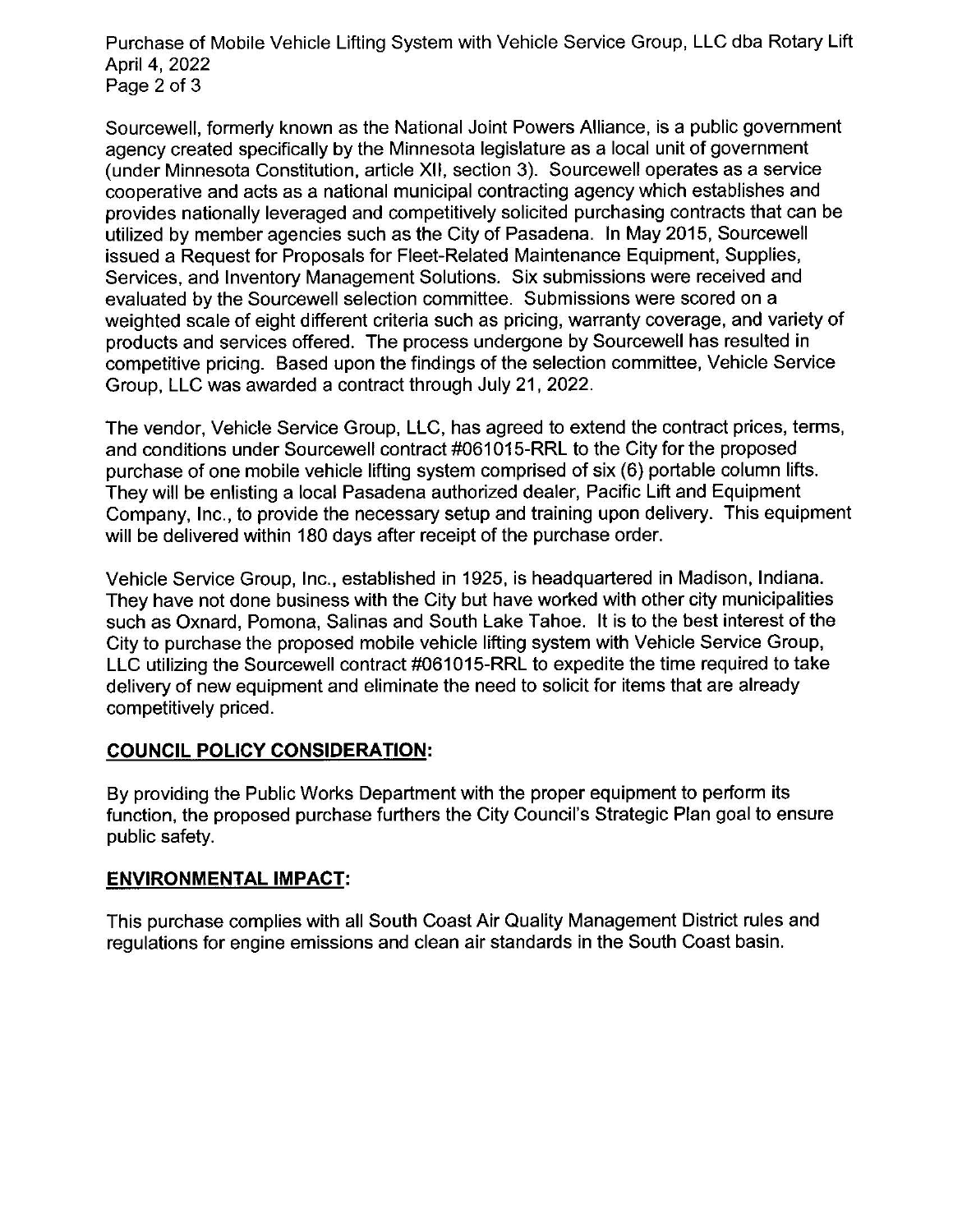Sourcewell, formerly known as the National Joint Powers Alliance, is a public government agency created specifically by the Minnesota legislature as a local unit of government (under Minnesota Constitution, article XII, section 3). Sourcewell operates as a service cooperative and acts as a national municipal contracting agency which establishes and provides nationally leveraged and competitively solicited purchasing contracts that can be utilized by member agencies such as the City of Pasadena. In May 2015, Sourcewell issued a Request for Proposals for Fleet-Related Maintenance Equipment, Supplies, Services, and Inventory Management Solutions. Six submissions were received and evaluated by the Sourcewell selection committee. Submissions were scored on a weighted scale of eight different criteria such as pricing, warranty coverage, and variety of products and services offered. The process undergone by Sourcewell has resulted in competitive pricing. Based upon the findings of the selection committee, Vehicle Service Group, LLC was awarded a contract through July 21, 2022.

The vendor, Vehicle Service Group, LLC, has agreed to extend the contract prices, terms, and conditions under Sourcewell contract #061015-RRL to the City for the proposed purchase of one mobile vehicle lifting system comprised of six (6) portable column lifts. They will be enlisting a local Pasadena authorized dealer, Pacific Lift and Equipment Company, Inc., to provide the necessary setup and training upon delivery. This equipment will be delivered within 180 days after receipt of the purchase order.

Vehicle Service Group, Inc., established in 1925, is headquartered in Madison, Indiana. They have not done business with the City but have worked with other city municipalities such as Oxnard, Pomona, Salinas and South Lake Tahoe. It is to the best interest of the City to purchase the proposed mobile vehicle lifting system with Vehicle Service Group, LLC utilizing the Sourcewell contract #061015-RRL to expedite the time required to take delivery of new equipment and eliminate the need to solicit for items that are already competitively priced.

## COUNCIL POLICY CONSIDERATION:

By providing the Public Works Department with the proper equipment to perform its function, the proposed purchase furthers the City Council's Strategic Plan goal to ensure public safety.

## ENVIRONMENTAL IMPACT:

This purchase complies with all South Coast Air Quality Management District rules and regulations for engine emissions and clean air standards in the South Coast basin.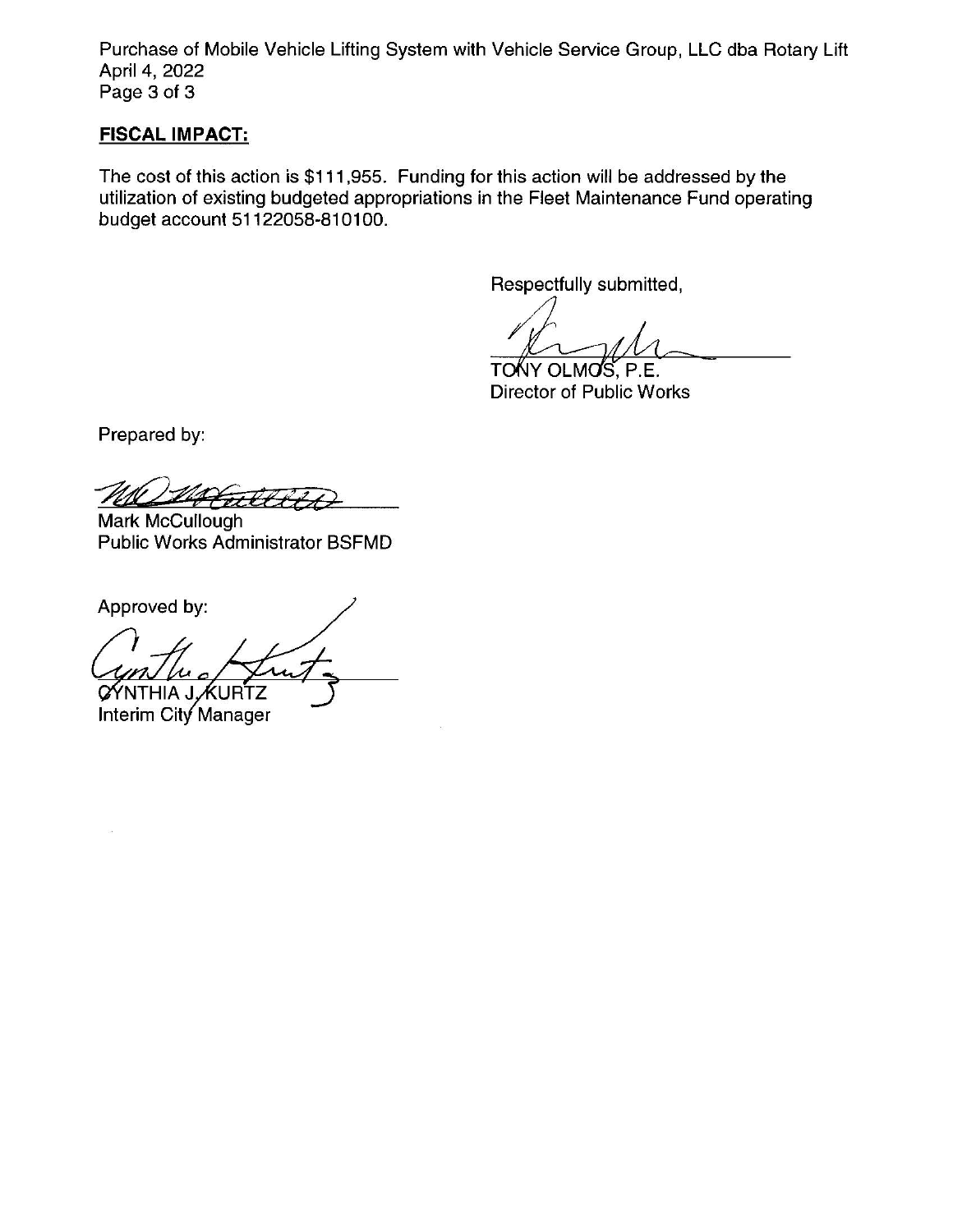**FISCAL IMPACT:**

The cost of this action is $111,955. Funding for this action will be addressed by the utilization of existing budgeted appropriations in the Fleet Maintenance Fund operating budget account 51122058-810100.

Respectfully submitted,

TONY OLMOS, P.E.
Director of Public Works

Prepared by:

Mark McCullough
Public Works Administrator BSFMD

Approved by:

CYNTHIA J. KURTZ
Interim City Manager